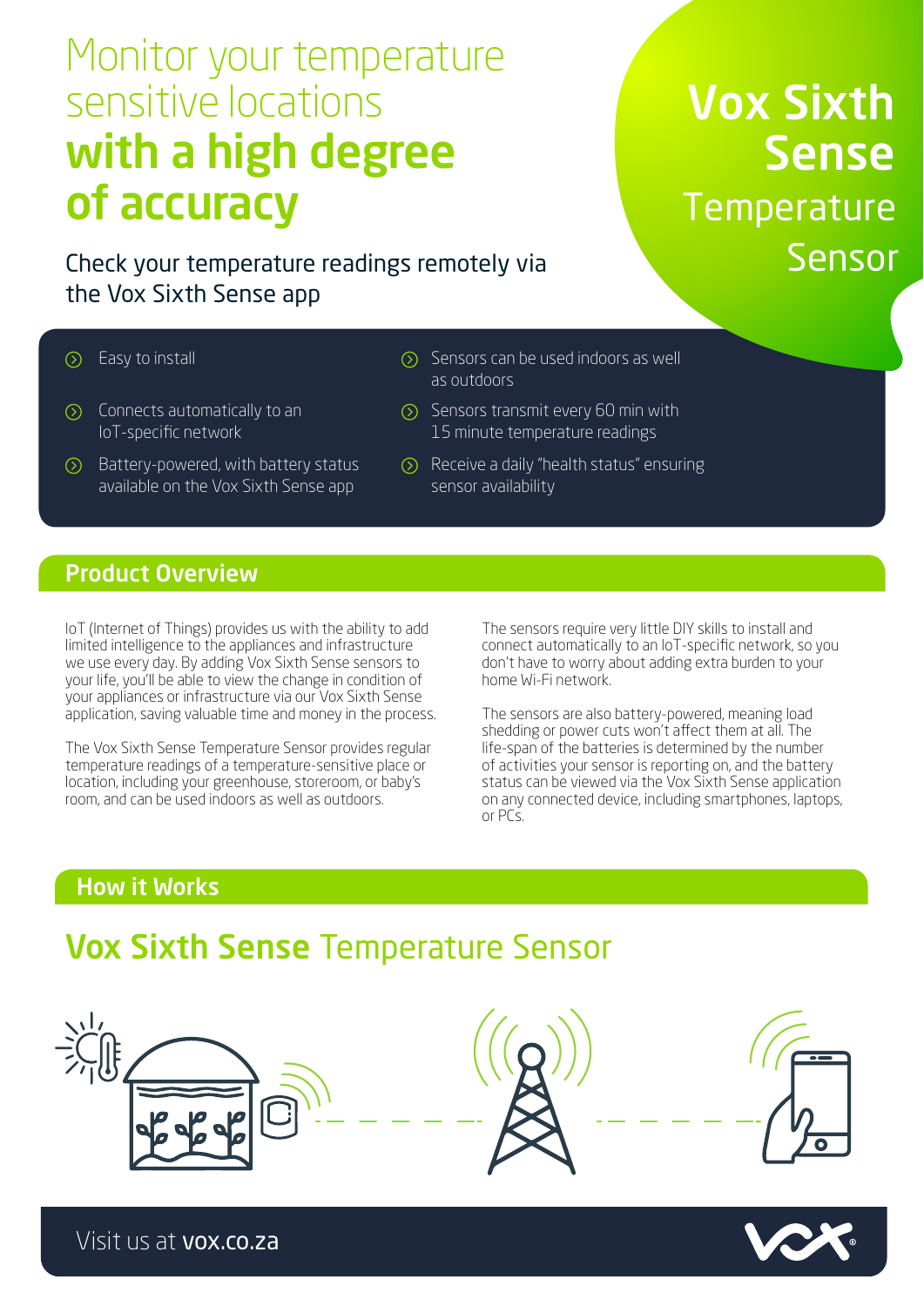# Monitor your temperature sensitive locations **with a high degree of accuracy**

Check your temperature readings remotely via the Vox Sixth Sense app

## Vox Sixth Sense Temperature Sensor

- Easy to install
- Connects automatically to an IoT-specific network
- Battery-powered, with battery status available on the Vox Sixth Sense app
- Sensors can be used indoors as well as outdoors
- Sensors transmit every 60 min with 15 minute temperature readings
- Receive a daily "health status" ensuring sensor availability

## Product Overview

IoT (Internet of Things) provides us with the ability to add limited intelligence to the appliances and infrastructure we use every day. By adding Vox Sixth Sense sensors to your life, you'll be able to view the change in condition of your appliances or infrastructure via our Vox Sixth Sense application, saving valuable time and money in the process.

The Vox Sixth Sense Temperature Sensor provides regular temperature readings of a temperature-sensitive place or location, including your greenhouse, storeroom, or baby's room, and can be used indoors as well as outdoors.

The sensors require very little DIY skills to install and connect automatically to an IoT-specific network, so you don't have to worry about adding extra burden to your home Wi-Fi network.

The sensors are also battery-powered, meaning load shedding or power cuts won't affect them at all. The life-span of the batteries is determined by the number of activities your sensor is reporting on, and the battery status can be viewed via the Vox Sixth Sense application on any connected device, including smartphones, laptops, or PCs.

## How it Works

### **Vox Sixth Sense** Temperature Sensor

Visit us at **vox.co.za**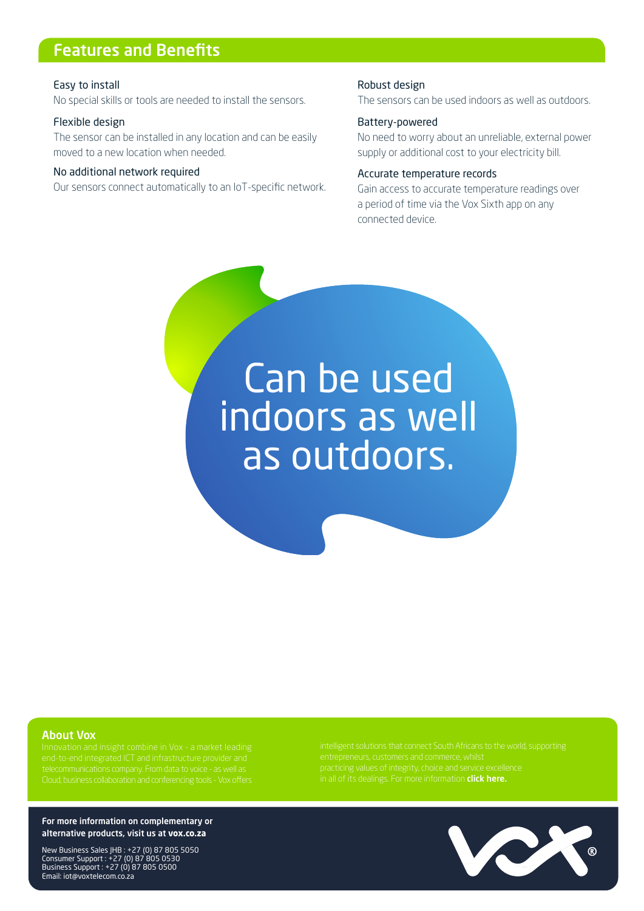## Features and Benefits

**Easy to install**
No special skills or tools are needed to install the sensors.

**Flexible design**
The sensor can be installed in any location and can be easily moved to a new location when needed.

**No additional network required**
Our sensors connect automatically to an IoT-specific network.

**Robust design**
The sensors can be used indoors as well as outdoors.

**Battery-powered**
No need to worry about an unreliable, external power supply or additional cost to your electricity bill.

**Accurate temperature records**
Gain access to accurate temperature readings over a period of time via the Vox Sixth app on any connected device.

Can be used indoors as well as outdoors.

### About Vox

Innovation and insight combine in Vox - a market leading end-to-end integrated ICT and infrastructure provider and telecommunications company. From data to voice - as well as Cloud, business collaboration and conferencing tools - Vox offers intelligent solutions that connect South Africans to the world, supporting entrepreneurs, customers and commerce, whilst practicing values of integrity, choice and service excellence in all of its dealings. For more information **click here.**

**For more information on complementary or alternative products, visit us at vox.co.za**

New Business Sales JHB : +27 (0) 87 805 5050
Consumer Support : +27 (0) 87 805 0530
Business Support : +27 (0) 87 805 0500
Email: iot@voxtelecom.co.za